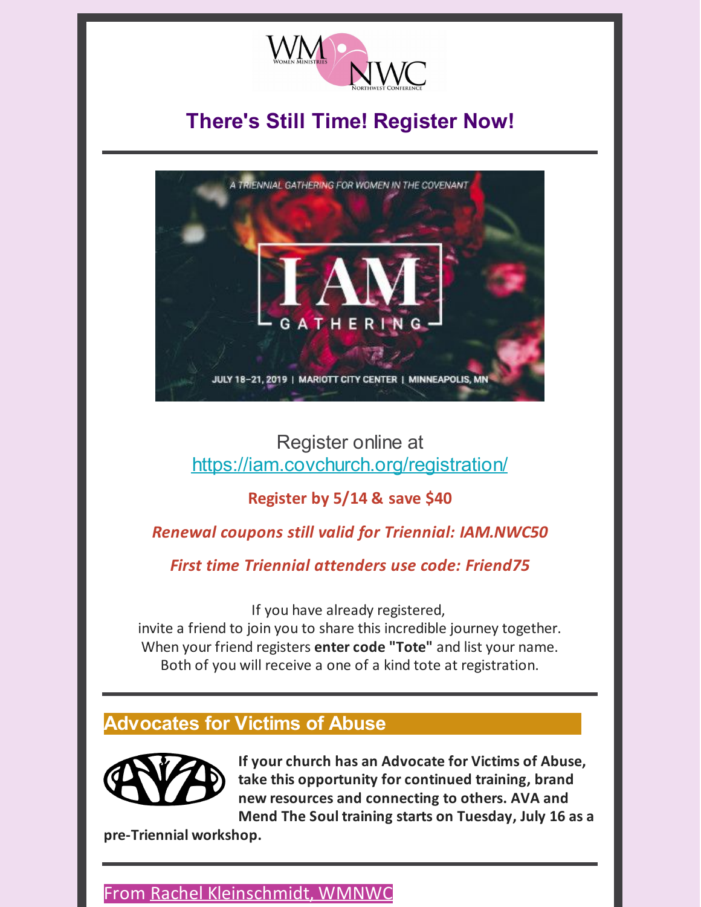WM Women Ministries NWC Northwest Conference

## There's Still Time! Register Now!

A TRIENNIAL GATHERING FOR WOMEN IN THE COVENANT

I AM GATHERING

JULY 18–21, 2019 | MARIOTT CITY CENTER | MINNEAPOLIS, MN

Register online at
https://iam.covchurch.org/registration/

**Register by 5/14 & save $40**

***Renewal coupons still valid for Triennial: IAM.NWC50***

***First time Triennial attenders use code: Friend75***

If you have already registered,
invite a friend to join you to share this incredible journey together.
When your friend registers **enter code "Tote"** and list your name.
Both of you will receive a one of a kind tote at registration.

---

## Advocates for Victims of Abuse

**If your church has an Advocate for Victims of Abuse, take this opportunity for continued training, brand new resources and connecting to others. AVA and Mend The Soul training starts on Tuesday, July 16 as a pre-Triennial workshop.**

---

From Rachel Kleinschmidt, WMNWC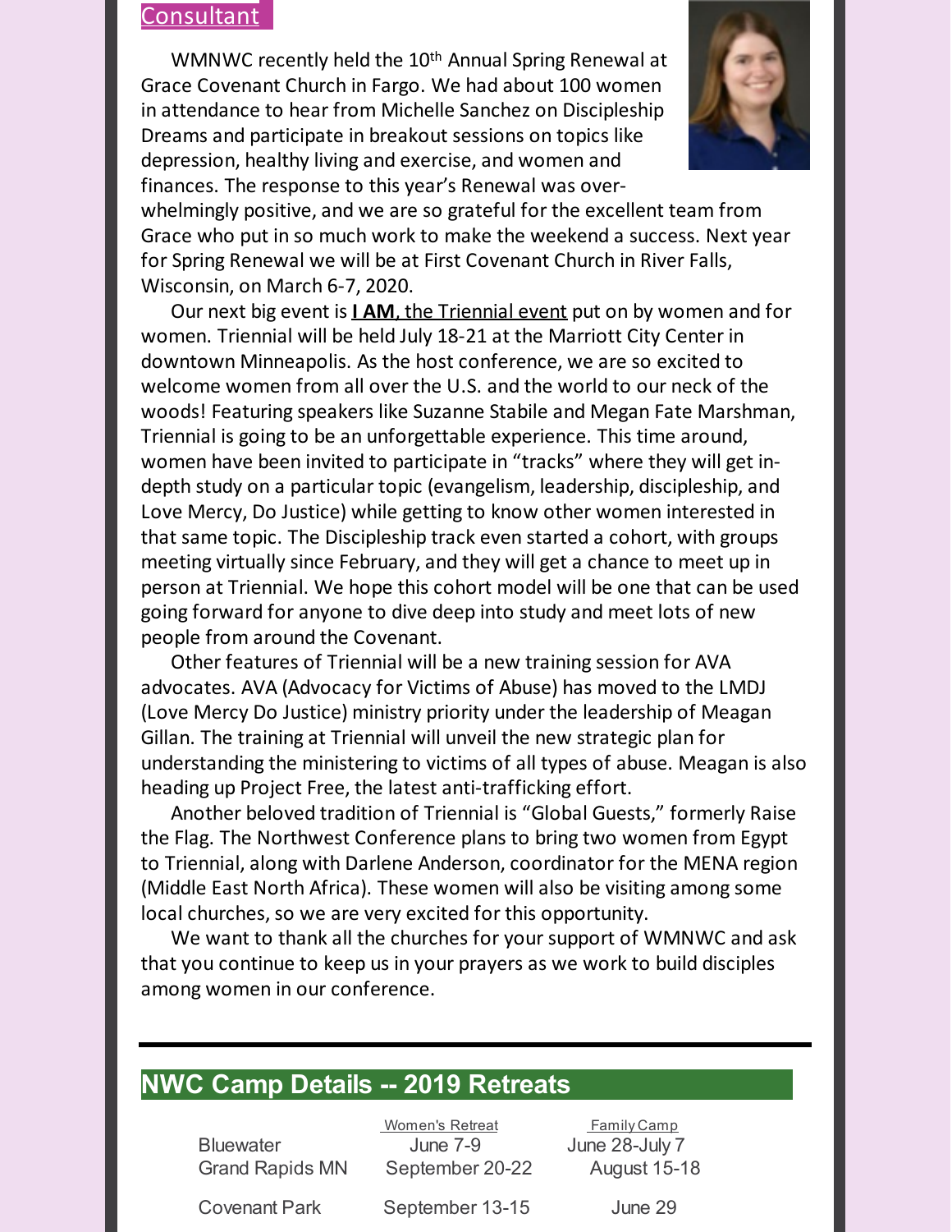Consultant

WMNWC recently held the 10th Annual Spring Renewal at Grace Covenant Church in Fargo. We had about 100 women in attendance to hear from Michelle Sanchez on Discipleship Dreams and participate in breakout sessions on topics like depression, healthy living and exercise, and women and finances. The response to this year's Renewal was overwhelmingly positive, and we are so grateful for the excellent team from Grace who put in so much work to make the weekend a success. Next year for Spring Renewal we will be at First Covenant Church in River Falls, Wisconsin, on March 6-7, 2020.

Our next big event is **I AM**, the Triennial event put on by women and for women. Triennial will be held July 18-21 at the Marriott City Center in downtown Minneapolis. As the host conference, we are so excited to welcome women from all over the U.S. and the world to our neck of the woods! Featuring speakers like Suzanne Stabile and Megan Fate Marshman, Triennial is going to be an unforgettable experience. This time around, women have been invited to participate in "tracks" where they will get in-depth study on a particular topic (evangelism, leadership, discipleship, and Love Mercy, Do Justice) while getting to know other women interested in that same topic. The Discipleship track even started a cohort, with groups meeting virtually since February, and they will get a chance to meet up in person at Triennial. We hope this cohort model will be one that can be used going forward for anyone to dive deep into study and meet lots of new people from around the Covenant.

Other features of Triennial will be a new training session for AVA advocates. AVA (Advocacy for Victims of Abuse) has moved to the LMDJ (Love Mercy Do Justice) ministry priority under the leadership of Meagan Gillan. The training at Triennial will unveil the new strategic plan for understanding the ministering to victims of all types of abuse. Meagan is also heading up Project Free, the latest anti-trafficking effort.

Another beloved tradition of Triennial is "Global Guests," formerly Raise the Flag. The Northwest Conference plans to bring two women from Egypt to Triennial, along with Darlene Anderson, coordinator for the MENA region (Middle East North Africa). These women will also be visiting among some local churches, so we are very excited for this opportunity.

We want to thank all the churches for your support of WMNWC and ask that you continue to keep us in your prayers as we work to build disciples among women in our conference.

## NWC Camp Details -- 2019 Retreats

| | Women's Retreat | Family Camp |
|---|---|---|
| Bluewater | June 7-9 | June 28-July 7 |
| Grand Rapids MN | September 20-22 | August 15-18 |
| Covenant Park | September 13-15 | June 29 |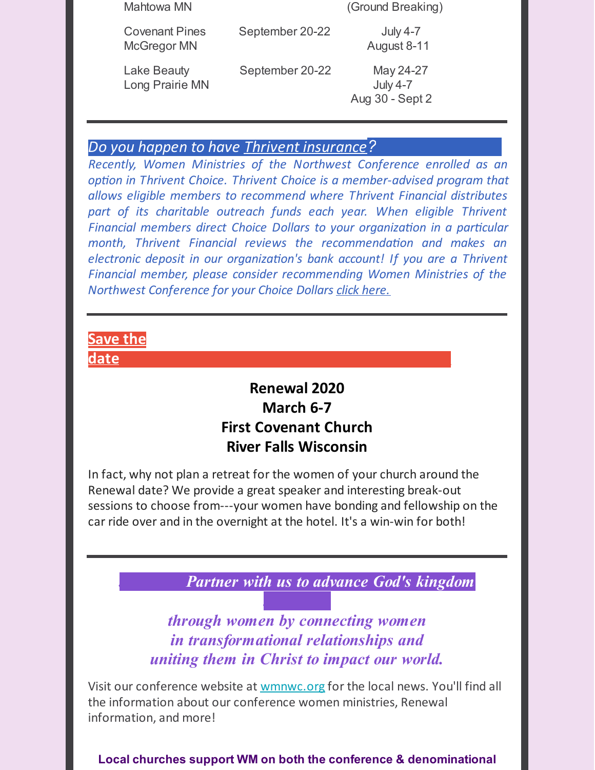| | | |
|---|---|---|
| Mahtowa MN | | (Ground Breaking) |
| Covenant Pines McGregor MN | September 20-22 | July 4-7 August 8-11 |
| Lake Beauty Long Prairie MN | September 20-22 | May 24-27 July 4-7 Aug 30 - Sept 2 |

---

## *Do you happen to have Thrivent insurance?*

*Recently, Women Ministries of the Northwest Conference enrolled as an option in Thrivent Choice. Thrivent Choice is a member-advised program that allows eligible members to recommend where Thrivent Financial distributes part of its charitable outreach funds each year. When eligible Thrivent Financial members direct Choice Dollars to your organization in a particular month, Thrivent Financial reviews the recommendation and makes an electronic deposit in our organization's bank account! If you are a Thrivent Financial member, please consider recommending Women Ministries of the Northwest Conference for your Choice Dollars click here.*

---

## Save the date

**Renewal 2020**
**March 6-7**
**First Covenant Church**
**River Falls Wisconsin**

In fact, why not plan a retreat for the women of your church around the Renewal date? We provide a great speaker and interesting break-out sessions to choose from---your women have bonding and fellowship on the car ride over and in the overnight at the hotel. It's a win-win for both!

---

***Partner with us to advance God's kingdom through women by connecting women in transformational relationships and uniting them in Christ to impact our world.***

Visit our conference website at wmnwc.org for the local news. You'll find all the information about our conference women ministries, Renewal information, and more!

**Local churches support WM on both the conference & denominational**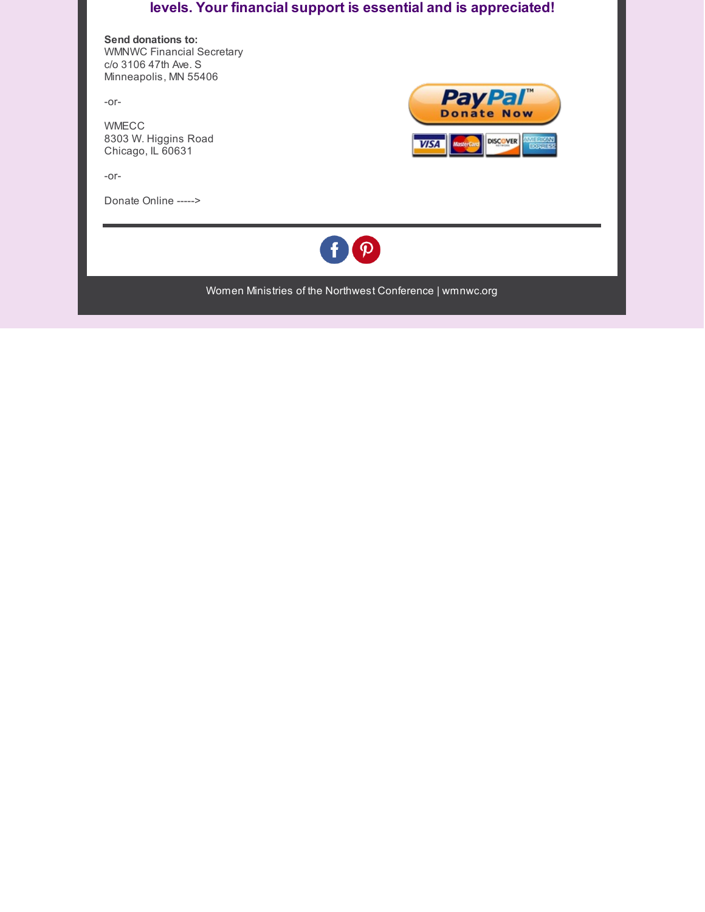**levels. Your financial support is essential and is appreciated!**

**Send donations to:**
WMNWC Financial Secretary
c/o 3106 47th Ave. S
Minneapolis, MN 55406

-or-

WMECC
8303 W. Higgins Road
Chicago, IL 60631

-or-

Donate Online ----->

Women Ministries of the Northwest Conference | wmnwc.org